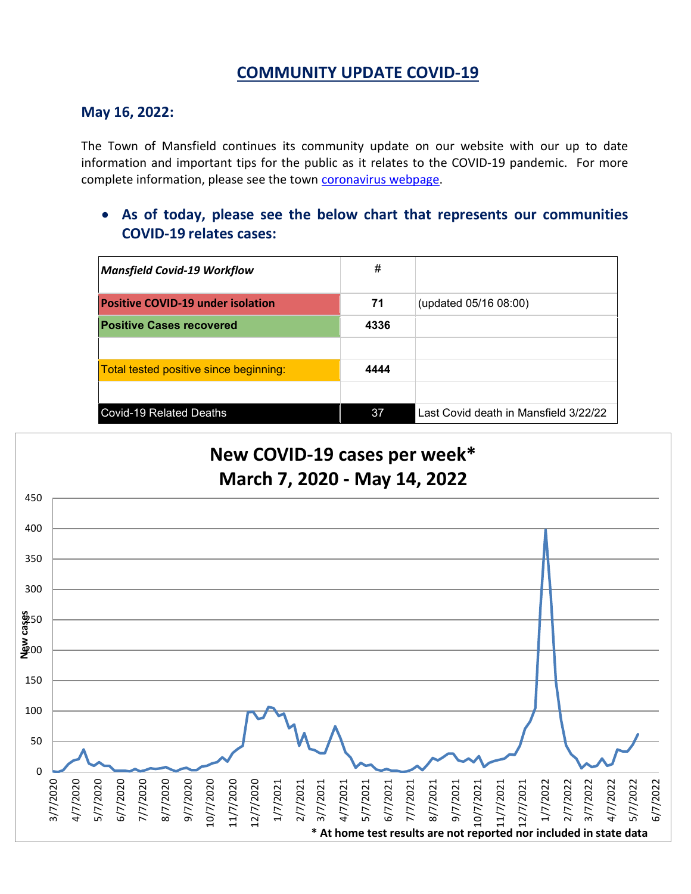# COMMUNITY UPDATE COVID-19

## May 16, 2022:

The Town of Mansfield continues its community update on our website with our up to date information and important tips for the public as it relates to the COVID-19 pandemic. For more complete information, please see the town [coronavirus webpage](coronavirus webpage).

- **As of today, please see the below chart that represents our communities COVID-19 relates cases:**

| *Mansfield Covid-19 Workflow* | # | |
|---|---|---|
| **Positive COVID-19 under isolation** | **71** | (updated 05/16 08:00) |
| **Positive Cases recovered** | **4336** | |
| | | |
| Total tested positive since beginning: | **4444** | |
| | | |
| Covid-19 Related Deaths | 37 | Last Covid death in Mansfield 3/22/22 |

New COVID-19 cases per week*
March 7, 2020 - May 14, 2022

New cases

0
50
100
150
200
250
300
350
400
450

3/7/2020
4/7/2020
5/7/2020
6/7/2020
7/7/2020
8/7/2020
9/7/2020
10/7/2020
11/7/2020
12/7/2020
1/7/2021
2/7/2021
3/7/2021
4/7/2021
5/7/2021
6/7/2021
7/7/2021
8/7/2021
9/7/2021
10/7/2021
11/7/2021
12/7/2021
1/7/2022
2/7/2022
3/7/2022
4/7/2022
5/7/2022
6/7/2022

* At home test results are not reported nor included in state data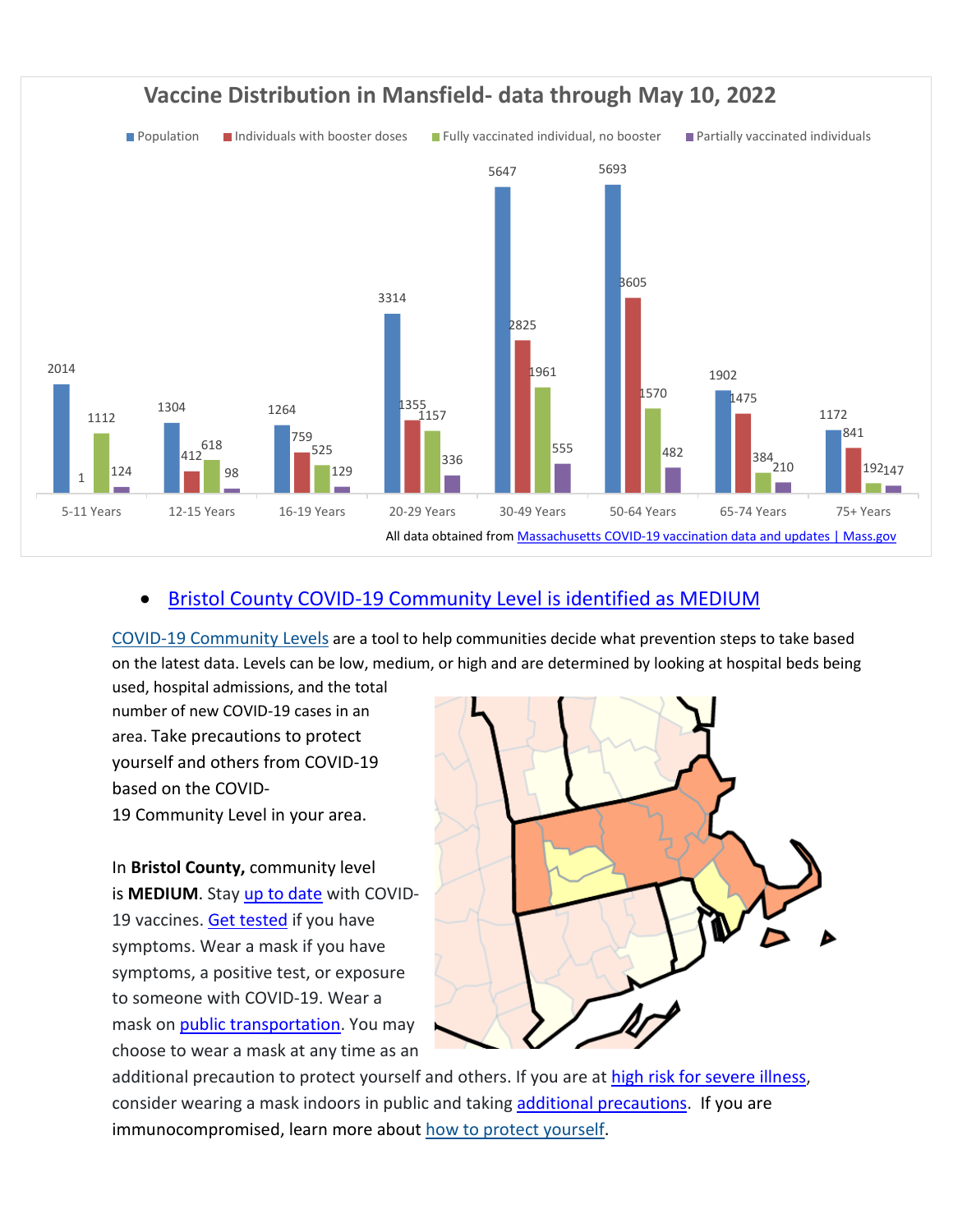## Vaccine Distribution in Mansfield- data through May 10, 2022

Population | Individuals with booster doses | Fully vaccinated individual, no booster | Partially vaccinated individuals

5-11 Years: 2014, 1, 1112, 124

12-15 Years: 1304, 412, 618, 98

16-19 Years: 1264, 759, 525, 129

20-29 Years: 3314, 1355, 1157, 336

30-49 Years: 5647, 2825, 1961, 555

50-64 Years: 5693, 3605, 1570, 482

65-74 Years: 1902, 1475, 384, 210

75+ Years: 1172, 841, 192, 147

All data obtained from Massachusetts COVID-19 vaccination data and updates | Mass.gov

- Bristol County COVID-19 Community Level is identified as MEDIUM

COVID-19 Community Levels are a tool to help communities decide what prevention steps to take based on the latest data. Levels can be low, medium, or high and are determined by looking at hospital beds being used, hospital admissions, and the total number of new COVID-19 cases in an area. Take precautions to protect yourself and others from COVID-19 based on the COVID-19 Community Level in your area.

In **Bristol County,** community level is **MEDIUM**. Stay up to date with COVID-19 vaccines. Get tested if you have symptoms. Wear a mask if you have symptoms, a positive test, or exposure to someone with COVID-19. Wear a mask on public transportation. You may choose to wear a mask at any time as an additional precaution to protect yourself and others. If you are at high risk for severe illness, consider wearing a mask indoors in public and taking additional precautions. If you are immunocompromised, learn more about how to protect yourself.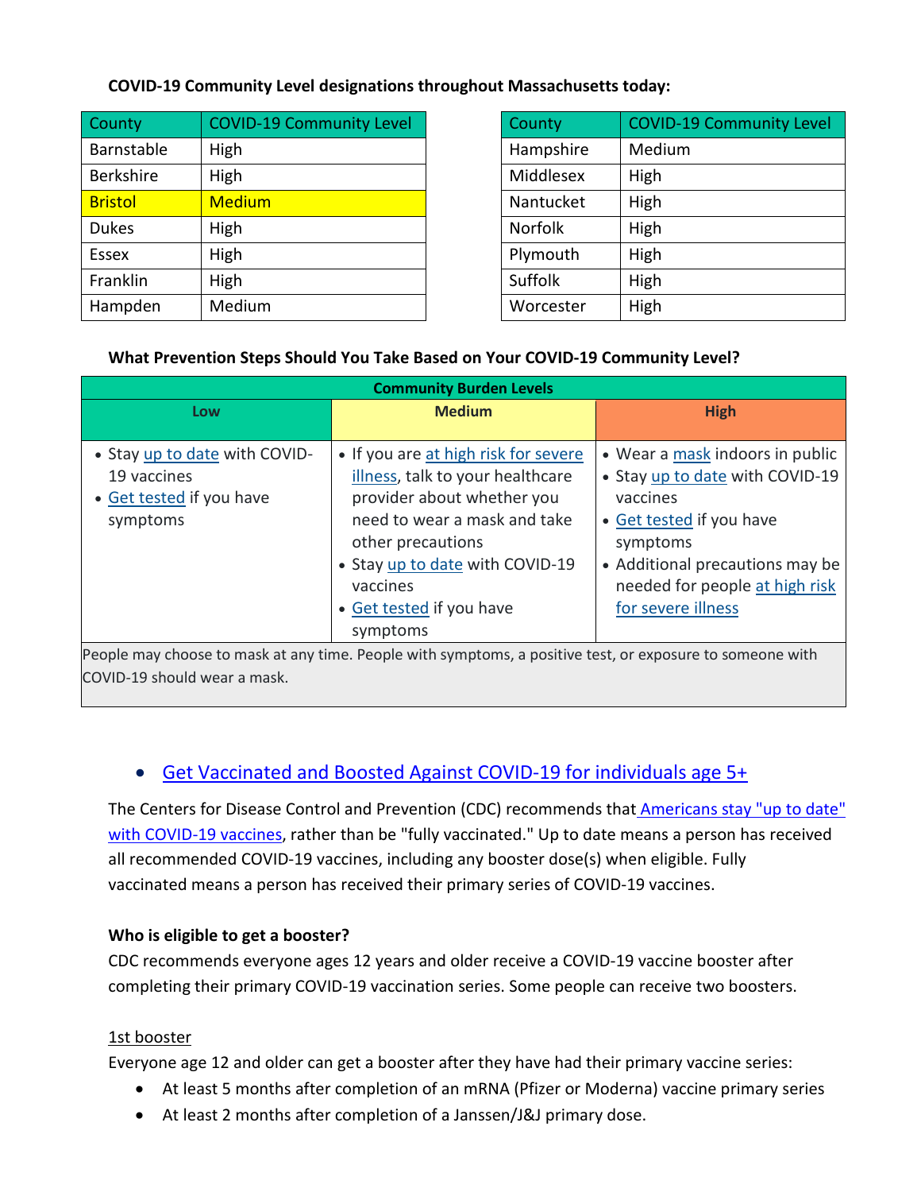**COVID-19 Community Level designations throughout Massachusetts today:**

| County | COVID-19 Community Level |
| --- | --- |
| Barnstable | High |
| Berkshire | High |
| Bristol | Medium |
| Dukes | High |
| Essex | High |
| Franklin | High |
| Hampden | Medium |

| County | COVID-19 Community Level |
| --- | --- |
| Hampshire | Medium |
| Middlesex | High |
| Nantucket | High |
| Norfolk | High |
| Plymouth | High |
| Suffolk | High |
| Worcester | High |

**What Prevention Steps Should You Take Based on Your COVID-19 Community Level?**

| Community Burden Levels | | |
| --- | --- | --- |
| **Low** | **Medium** | **High** |
| • Stay up to date with COVID-19 vaccines<br>• Get tested if you have symptoms | • If you are at high risk for severe illness, talk to your healthcare provider about whether you need to wear a mask and take other precautions<br>• Stay up to date with COVID-19 vaccines<br>• Get tested if you have symptoms | • Wear a mask indoors in public<br>• Stay up to date with COVID-19 vaccines<br>• Get tested if you have symptoms<br>• Additional precautions may be needed for people at high risk for severe illness |
| People may choose to mask at any time. People with symptoms, a positive test, or exposure to someone with COVID-19 should wear a mask. | | |

- Get Vaccinated and Boosted Against COVID-19 for individuals age 5+

The Centers for Disease Control and Prevention (CDC) recommends that Americans stay "up to date" with COVID-19 vaccines, rather than be "fully vaccinated." Up to date means a person has received all recommended COVID-19 vaccines, including any booster dose(s) when eligible. Fully vaccinated means a person has received their primary series of COVID-19 vaccines.

**Who is eligible to get a booster?**

CDC recommends everyone ages 12 years and older receive a COVID-19 vaccine booster after completing their primary COVID-19 vaccination series. Some people can receive two boosters.

1st booster

Everyone age 12 and older can get a booster after they have had their primary vaccine series:

- At least 5 months after completion of an mRNA (Pfizer or Moderna) vaccine primary series
- At least 2 months after completion of a Janssen/J&J primary dose.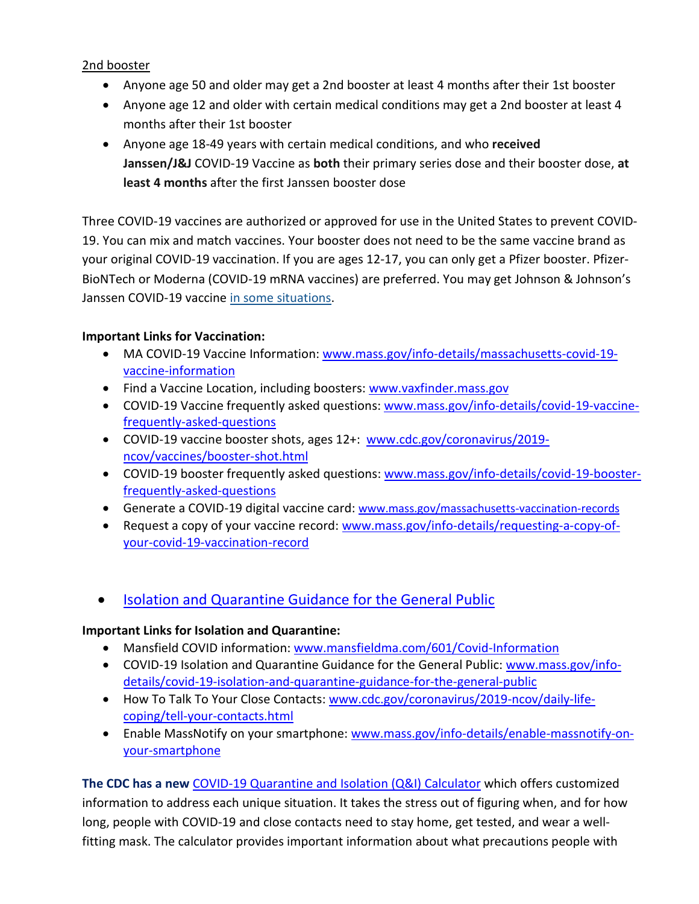2nd booster

- Anyone age 50 and older may get a 2nd booster at least 4 months after their 1st booster
- Anyone age 12 and older with certain medical conditions may get a 2nd booster at least 4 months after their 1st booster
- Anyone age 18-49 years with certain medical conditions, and who **received Janssen/J&J** COVID-19 Vaccine as **both** their primary series dose and their booster dose, **at least 4 months** after the first Janssen booster dose

Three COVID-19 vaccines are authorized or approved for use in the United States to prevent COVID-19. You can mix and match vaccines. Your booster does not need to be the same vaccine brand as your original COVID-19 vaccination. If you are ages 12-17, you can only get a Pfizer booster. Pfizer-BioNTech or Moderna (COVID-19 mRNA vaccines) are preferred. You may get Johnson & Johnson's Janssen COVID-19 vaccine in some situations.

**Important Links for Vaccination:**

- MA COVID-19 Vaccine Information: www.mass.gov/info-details/massachusetts-covid-19-vaccine-information
- Find a Vaccine Location, including boosters: www.vaxfinder.mass.gov
- COVID-19 Vaccine frequently asked questions: www.mass.gov/info-details/covid-19-vaccine-frequently-asked-questions
- COVID-19 vaccine booster shots, ages 12+: www.cdc.gov/coronavirus/2019-ncov/vaccines/booster-shot.html
- COVID-19 booster frequently asked questions: www.mass.gov/info-details/covid-19-booster-frequently-asked-questions
- Generate a COVID-19 digital vaccine card: www.mass.gov/massachusetts-vaccination-records
- Request a copy of your vaccine record: www.mass.gov/info-details/requesting-a-copy-of-your-covid-19-vaccination-record

- Isolation and Quarantine Guidance for the General Public

**Important Links for Isolation and Quarantine:**

- Mansfield COVID information: www.mansfieldma.com/601/Covid-Information
- COVID-19 Isolation and Quarantine Guidance for the General Public: www.mass.gov/info-details/covid-19-isolation-and-quarantine-guidance-for-the-general-public
- How To Talk To Your Close Contacts: www.cdc.gov/coronavirus/2019-ncov/daily-life-coping/tell-your-contacts.html
- Enable MassNotify on your smartphone: www.mass.gov/info-details/enable-massnotify-on-your-smartphone

**The CDC has a new** COVID-19 Quarantine and Isolation (Q&I) Calculator which offers customized information to address each unique situation. It takes the stress out of figuring when, and for how long, people with COVID-19 and close contacts need to stay home, get tested, and wear a well-fitting mask. The calculator provides important information about what precautions people with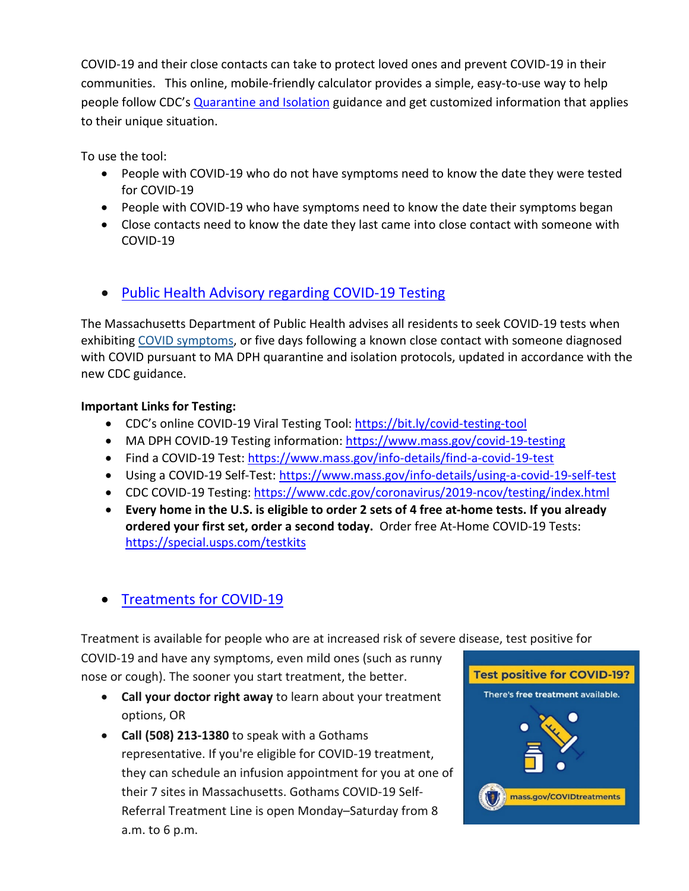COVID-19 and their close contacts can take to protect loved ones and prevent COVID-19 in their communities. This online, mobile-friendly calculator provides a simple, easy-to-use way to help people follow CDC's [Quarantine and Isolation](#) guidance and get customized information that applies to their unique situation.

To use the tool:

- People with COVID-19 who do not have symptoms need to know the date they were tested for COVID-19
- People with COVID-19 who have symptoms need to know the date their symptoms began
- Close contacts need to know the date they last came into close contact with someone with COVID-19

- [Public Health Advisory regarding COVID-19 Testing](#)

The Massachusetts Department of Public Health advises all residents to seek COVID-19 tests when exhibiting [COVID symptoms](#), or five days following a known close contact with someone diagnosed with COVID pursuant to MA DPH quarantine and isolation protocols, updated in accordance with the new CDC guidance.

**Important Links for Testing:**

- CDC's online COVID-19 Viral Testing Tool: https://bit.ly/covid-testing-tool
- MA DPH COVID-19 Testing information: https://www.mass.gov/covid-19-testing
- Find a COVID-19 Test: https://www.mass.gov/info-details/find-a-covid-19-test
- Using a COVID-19 Self-Test: https://www.mass.gov/info-details/using-a-covid-19-self-test
- CDC COVID-19 Testing: https://www.cdc.gov/coronavirus/2019-ncov/testing/index.html
- **Every home in the U.S. is eligible to order 2 sets of 4 free at-home tests. If you already ordered your first set, order a second today.** Order free At-Home COVID-19 Tests: https://special.usps.com/testkits

- [Treatments for COVID-19](#)

Treatment is available for people who are at increased risk of severe disease, test positive for COVID-19 and have any symptoms, even mild ones (such as runny nose or cough). The sooner you start treatment, the better.

- **Call your doctor right away** to learn about your treatment options, OR
- **Call (508) 213-1380** to speak with a Gothams representative. If you're eligible for COVID-19 treatment, they can schedule an infusion appointment for you at one of their 7 sites in Massachusetts. Gothams COVID-19 Self-Referral Treatment Line is open Monday–Saturday from 8 a.m. to 6 p.m.

Test positive for COVID-19?

There's free treatment available.

mass.gov/COVIDtreatments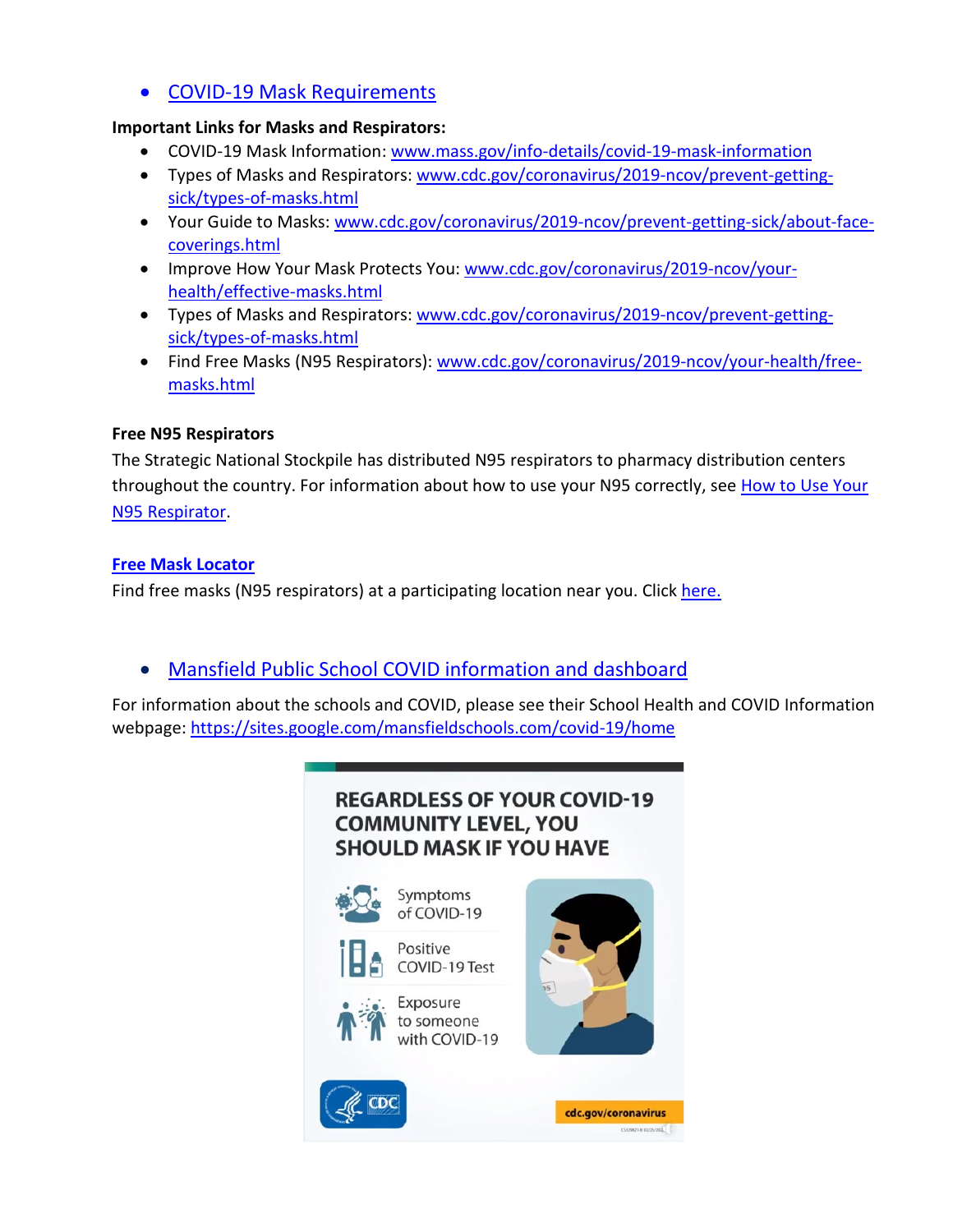- [COVID-19 Mask Requirements]

**Important Links for Masks and Respirators:**

- COVID-19 Mask Information: www.mass.gov/info-details/covid-19-mask-information
- Types of Masks and Respirators: www.cdc.gov/coronavirus/2019-ncov/prevent-getting-sick/types-of-masks.html
- Your Guide to Masks: www.cdc.gov/coronavirus/2019-ncov/prevent-getting-sick/about-face-coverings.html
- Improve How Your Mask Protects You: www.cdc.gov/coronavirus/2019-ncov/your-health/effective-masks.html
- Types of Masks and Respirators: www.cdc.gov/coronavirus/2019-ncov/prevent-getting-sick/types-of-masks.html
- Find Free Masks (N95 Respirators): www.cdc.gov/coronavirus/2019-ncov/your-health/free-masks.html

**Free N95 Respirators**

The Strategic National Stockpile has distributed N95 respirators to pharmacy distribution centers throughout the country. For information about how to use your N95 correctly, see How to Use Your N95 Respirator.

**Free Mask Locator**

Find free masks (N95 respirators) at a participating location near you. Click here.

- Mansfield Public School COVID information and dashboard

For information about the schools and COVID, please see their School Health and COVID Information webpage: https://sites.google.com/mansfieldschools.com/covid-19/home

REGARDLESS OF YOUR COVID-19 COMMUNITY LEVEL, YOU SHOULD MASK IF YOU HAVE

Symptoms of COVID-19

Positive COVID-19 Test

Exposure to someone with COVID-19

CDC

cdc.gov/coronavirus